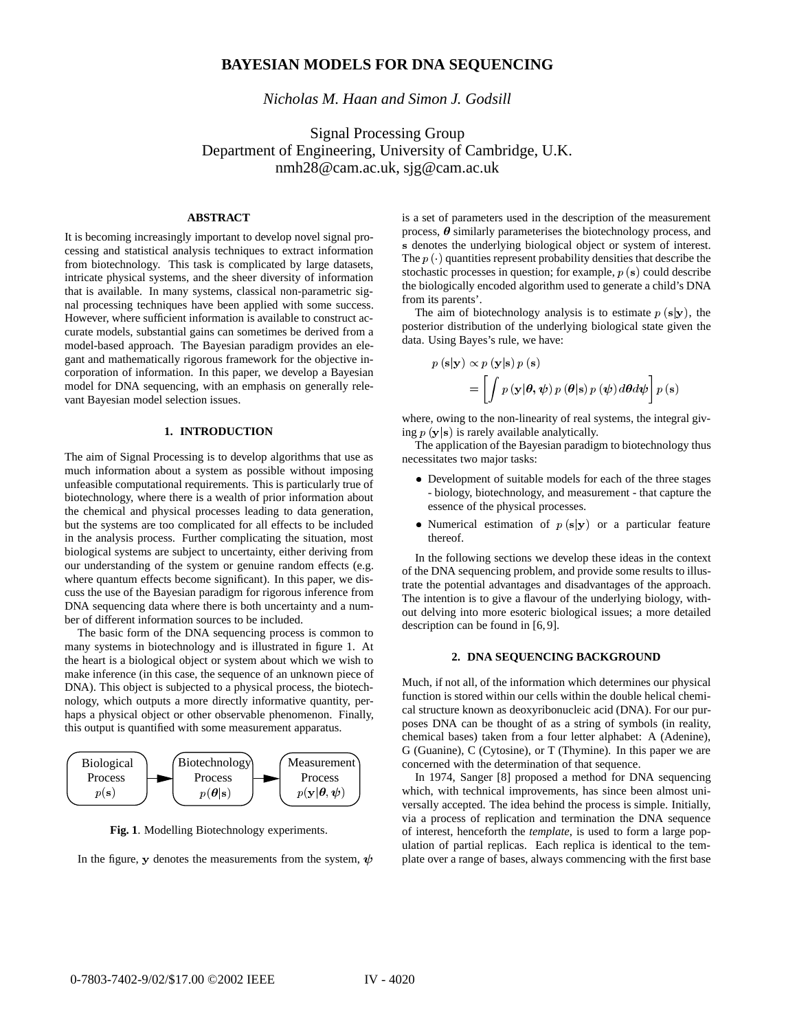# BAYESIAN MODELS FOR DNA SEQUENCING

*Nicholas M. Haan and Simon J. Godsill*

Signal Processing Group
Department of Engineering, University of Cambridge, U.K.
nmh28@cam.ac.uk, sjg@cam.ac.uk

## ABSTRACT

It is becoming increasingly important to develop novel signal processing and statistical analysis techniques to extract information from biotechnology. This task is complicated by large datasets, intricate physical systems, and the sheer diversity of information that is available. In many systems, classical non-parametric signal processing techniques have been applied with some success. However, where sufficient information is available to construct accurate models, substantial gains can sometimes be derived from a model-based approach. The Bayesian paradigm provides an elegant and mathematically rigorous framework for the objective incorporation of information. In this paper, we develop a Bayesian model for DNA sequencing, with an emphasis on generally relevant Bayesian model selection issues.

## 1. INTRODUCTION

The aim of Signal Processing is to develop algorithms that use as much information about a system as possible without imposing unfeasible computational requirements. This is particularly true of biotechnology, where there is a wealth of prior information about the chemical and physical processes leading to data generation, but the systems are too complicated for all effects to be included in the analysis process. Further complicating the situation, most biological systems are subject to uncertainty, either deriving from our understanding of the system or genuine random effects (e.g. where quantum effects become significant). In this paper, we discuss the use of the Bayesian paradigm for rigorous inference from DNA sequencing data where there is both uncertainty and a number of different information sources to be included.

The basic form of the DNA sequencing process is common to many systems in biotechnology and is illustrated in figure 1. At the heart is a biological object or system about which we wish to make inference (in this case, the sequence of an unknown piece of DNA). This object is subjected to a physical process, the biotechnology, which outputs a more directly informative quantity, perhaps a physical object or other observable phenomenon. Finally, this output is quantified with some measurement apparatus.

Biological Process $p(\mathbf{s})$ → Biotechnology Process $p(\boldsymbol{\theta}|\mathbf{s})$ → Measurement Process $p(\mathbf{y}|\boldsymbol{\theta}, \boldsymbol{\psi})$

**Fig. 1**. Modelling Biotechnology experiments.

In the figure, $\mathbf{y}$ denotes the measurements from the system, $\boldsymbol{\psi}$ is a set of parameters used in the description of the measurement process, $\boldsymbol{\theta}$ similarly parameterises the biotechnology process, and $\mathbf{s}$ denotes the underlying biological object or system of interest. The $p(\cdot)$ quantities represent probability densities that describe the stochastic processes in question; for example, $p(\mathbf{s})$ could describe the biologically encoded algorithm used to generate a child's DNA from its parents'.

The aim of biotechnology analysis is to estimate $p(\mathbf{s}|\mathbf{y})$, the posterior distribution of the underlying biological state given the data. Using Bayes's rule, we have:

$$
\begin{aligned}
p(\mathbf{s}|\mathbf{y}) &\propto p(\mathbf{y}|\mathbf{s})\, p(\mathbf{s}) \\
&= \left[ \int p(\mathbf{y}|\boldsymbol{\theta}, \boldsymbol{\psi})\, p(\boldsymbol{\theta}|\mathbf{s})\, p(\boldsymbol{\psi})\, d\boldsymbol{\theta} d\boldsymbol{\psi} \right] p(\mathbf{s})
\end{aligned}
$$

where, owing to the non-linearity of real systems, the integral giving $p(\mathbf{y}|\mathbf{s})$ is rarely available analytically.

The application of the Bayesian paradigm to biotechnology thus necessitates two major tasks:

- Development of suitable models for each of the three stages - biology, biotechnology, and measurement - that capture the essence of the physical processes.
- Numerical estimation of $p(\mathbf{s}|\mathbf{y})$ or a particular feature thereof.

In the following sections we develop these ideas in the context of the DNA sequencing problem, and provide some results to illustrate the potential advantages and disadvantages of the approach. The intention is to give a flavour of the underlying biology, without delving into more esoteric biological issues; a more detailed description can be found in [6, 9].

## 2. DNA SEQUENCING BACKGROUND

Much, if not all, of the information which determines our physical function is stored within our cells within the double helical chemical structure known as deoxyribonucleic acid (DNA). For our purposes DNA can be thought of as a string of symbols (in reality, chemical bases) taken from a four letter alphabet: A (Adenine), G (Guanine), C (Cytosine), or T (Thymine). In this paper we are concerned with the determination of that sequence.

In 1974, Sanger [8] proposed a method for DNA sequencing which, with technical improvements, has since been almost universally accepted. The idea behind the process is simple. Initially, via a process of replication and termination the DNA sequence of interest, henceforth the *template*, is used to form a large population of partial replicas. Each replica is identical to the template over a range of bases, always commencing with the first base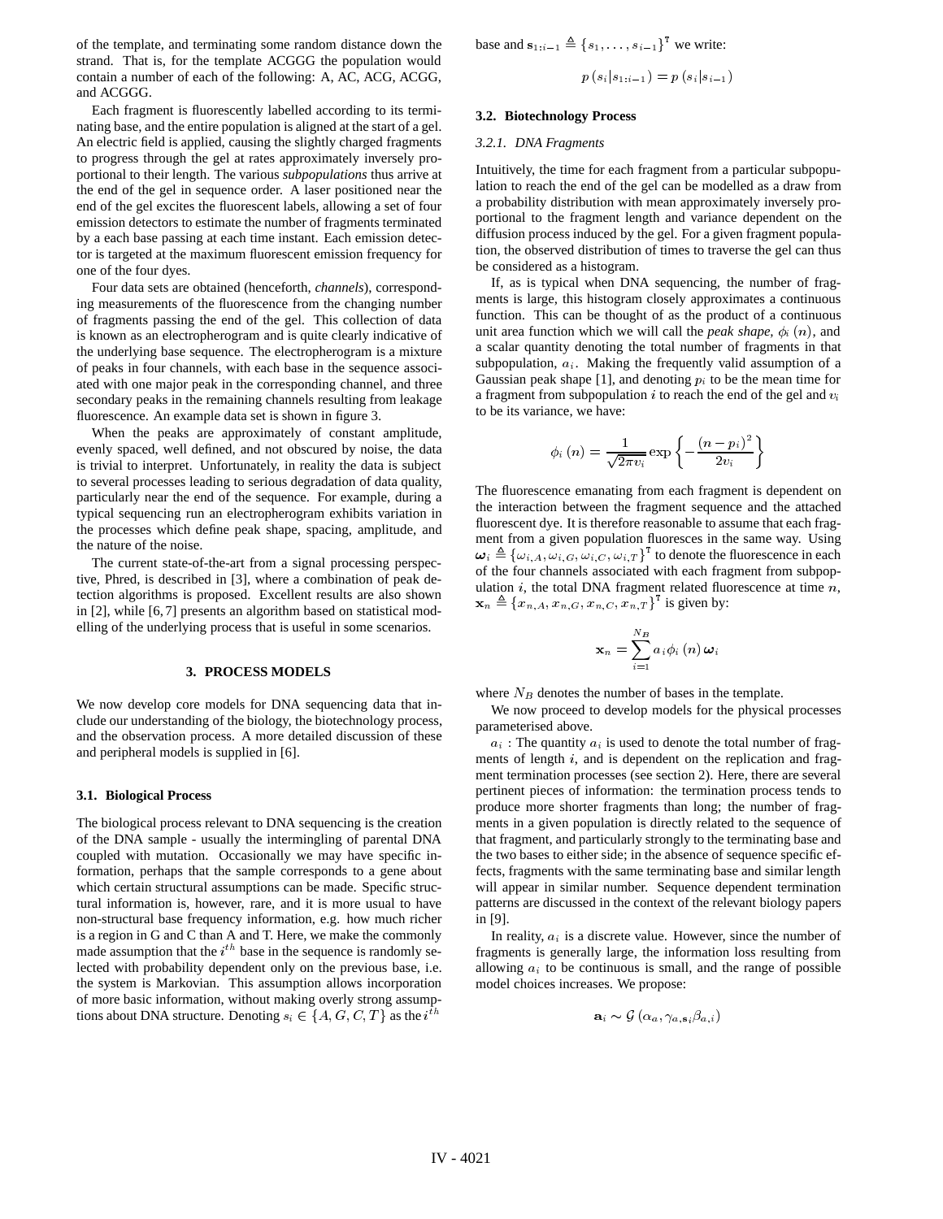of the template, and terminating some random distance down the strand. That is, for the template ACGGG the population would contain a number of each of the following: A, AC, ACG, ACGG, and ACGGG.

Each fragment is fluorescently labelled according to its terminating base, and the entire population is aligned at the start of a gel. An electric field is applied, causing the slightly charged fragments to progress through the gel at rates approximately inversely proportional to their length. The various *subpopulations* thus arrive at the end of the gel in sequence order. A laser positioned near the end of the gel excites the fluorescent labels, allowing a set of four emission detectors to estimate the number of fragments terminated by a each base passing at each time instant. Each emission detector is targeted at the maximum fluorescent emission frequency for one of the four dyes.

Four data sets are obtained (henceforth, *channels*), corresponding measurements of the fluorescence from the changing number of fragments passing the end of the gel. This collection of data is known as an electropherogram and is quite clearly indicative of the underlying base sequence. The electropherogram is a mixture of peaks in four channels, with each base in the sequence associated with one major peak in the corresponding channel, and three secondary peaks in the remaining channels resulting from leakage fluorescence. An example data set is shown in figure 3.

When the peaks are approximately of constant amplitude, evenly spaced, well defined, and not obscured by noise, the data is trivial to interpret. Unfortunately, in reality the data is subject to several processes leading to serious degradation of data quality, particularly near the end of the sequence. For example, during a typical sequencing run an electropherogram exhibits variation in the processes which define peak shape, spacing, amplitude, and the nature of the noise.

The current state-of-the-art from a signal processing perspective, Phred, is described in [3], where a combination of peak detection algorithms is proposed. Excellent results are also shown in [2], while [6, 7] presents an algorithm based on statistical modelling of the underlying process that is useful in some scenarios.

## 3. PROCESS MODELS

We now develop core models for DNA sequencing data that include our understanding of the biology, the biotechnology process, and the observation process. A more detailed discussion of these and peripheral models is supplied in [6].

### 3.1. Biological Process

The biological process relevant to DNA sequencing is the creation of the DNA sample - usually the intermingling of parental DNA coupled with mutation. Occasionally we may have specific information, perhaps that the sample corresponds to a gene about which certain structural assumptions can be made. Specific structural information is, however, rare, and it is more usual to have non-structural base frequency information, e.g. how much richer is a region in G and C than A and T. Here, we make the commonly made assumption that the $i^{th}$ base in the sequence is randomly selected with probability dependent only on the previous base, i.e. the system is Markovian. This assumption allows incorporation of more basic information, without making overly strong assumptions about DNA structure. Denoting $s_i \in \{A, G, C, T\}$ as the $i^{th}$ base and $\mathbf{s}_{1:i-1} \triangleq \{s_1, \ldots, s_{i-1}\}^{\mathsf{T}}$ we write:

$$p\left(s_i | s_{1:i-1}\right) = p\left(s_i | s_{i-1}\right)$$

### 3.2. Biotechnology Process

#### 3.2.1. DNA Fragments

Intuitively, the time for each fragment from a particular subpopulation to reach the end of the gel can be modelled as a draw from a probability distribution with mean approximately inversely proportional to the fragment length and variance dependent on the diffusion process induced by the gel. For a given fragment population, the observed distribution of times to traverse the gel can thus be considered as a histogram.

If, as is typical when DNA sequencing, the number of fragments is large, this histogram closely approximates a continuous function. This can be thought of as the product of a continuous unit area function which we will call the *peak shape*, $\phi_i(n)$, and a scalar quantity denoting the total number of fragments in that subpopulation, $a_i$. Making the frequently valid assumption of a Gaussian peak shape [1], and denoting $p_i$ to be the mean time for a fragment from subpopulation $i$ to reach the end of the gel and $v_i$ to be its variance, we have:

$$\phi_i(n) = \frac{1}{\sqrt{2\pi v_i}} \exp\left\{-\frac{(n - p_i)^2}{2v_i}\right\}$$

The fluorescence emanating from each fragment is dependent on the interaction between the fragment sequence and the attached fluorescent dye. It is therefore reasonable to assume that each fragment from a given population fluoresces in the same way. Using $\boldsymbol{\omega}_i \triangleq \{\omega_{i,A}, \omega_{i,G}, \omega_{i,C}, \omega_{i,T}\}^{\mathsf{T}}$ to denote the fluorescence in each of the four channels associated with each fragment from subpopulation $i$, the total DNA fragment related fluorescence at time $n$, $\mathbf{x}_n \triangleq \{x_{n,A}, x_{n,G}, x_{n,C}, x_{n,T}\}^{\mathsf{T}}$ is given by:

$$\mathbf{x}_n = \sum_{i=1}^{N_B} a_i \phi_i(n) \boldsymbol{\omega}_i$$

where $N_B$ denotes the number of bases in the template.

We now proceed to develop models for the physical processes parameterised above.

$a_i$ : The quantity $a_i$ is used to denote the total number of fragments of length $i$, and is dependent on the replication and fragment termination processes (see section 2). Here, there are several pertinent pieces of information: the termination process tends to produce more shorter fragments than long; the number of fragments in a given population is directly related to the sequence of that fragment, and particularly strongly to the terminating base and the two bases to either side; in the absence of sequence specific effects, fragments with the same terminating base and similar length will appear in similar number. Sequence dependent termination patterns are discussed in the context of the relevant biology papers in [9].

In reality, $a_i$ is a discrete value. However, since the number of fragments is generally large, the information loss resulting from allowing $a_i$ to be continuous is small, and the range of possible model choices increases. We propose:

$$\mathbf{a}_i \sim \mathcal{G}\left(\alpha_a, \gamma_{a,\mathbf{s}_i} \beta_{a,i}\right)$$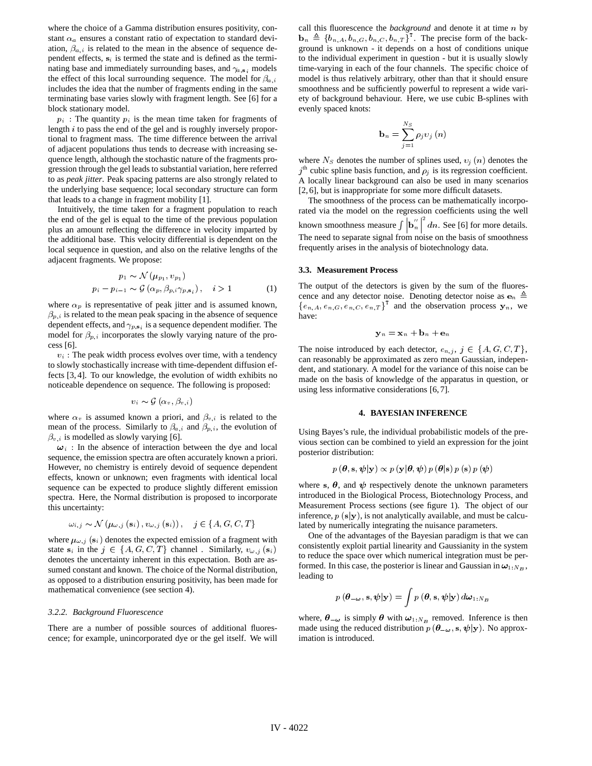where the choice of a Gamma distribution ensures positivity, constant $\alpha_a$ ensures a constant ratio of expectation to standard deviation, $\beta_{a,i}$ is related to the mean in the absence of sequence dependent effects, $\mathbf{s}_i$ is termed the state and is defined as the terminating base and immediately surrounding bases, and $\gamma_{a,\mathbf{s}_i}$ models the effect of this local surrounding sequence. The model for $\beta_{a,i}$ includes the idea that the number of fragments ending in the same terminating base varies slowly with fragment length. See [6] for a block stationary model.

$p_i$ : The quantity $p_i$ is the mean time taken for fragments of length $i$ to pass the end of the gel and is roughly inversely proportional to fragment mass. The time difference between the arrival of adjacent populations thus tends to decrease with increasing sequence length, although the stochastic nature of the fragments progression through the gel leads to substantial variation, here referred to as *peak jitter*. Peak spacing patterns are also strongly related to the underlying base sequence; local secondary structure can form that leads to a change in fragment mobility [1].

Intuitively, the time taken for a fragment population to reach the end of the gel is equal to the time of the previous population plus an amount reflecting the difference in velocity imparted by the additional base. This velocity differential is dependent on the local sequence in question, and also on the relative lengths of the adjacent fragments. We propose:

$$
\begin{aligned}
p_1 &\sim \mathcal{N}\left(\mu_{p_1}, v_{p_1}\right) \\
p_i - p_{i-1} &\sim \mathcal{G}\left(\alpha_p, \beta_{p,i}\gamma_{p,\mathbf{s}_i}\right), \quad i > 1
\end{aligned}
\tag{1}
$$

where $\alpha_p$ is representative of peak jitter and is assumed known, $\beta_{p,i}$ is related to the mean peak spacing in the absence of sequence dependent effects, and $\gamma_{p,\mathbf{s}_i}$ is a sequence dependent modifier. The model for $\beta_{p,i}$ incorporates the slowly varying nature of the process [6].

$v_i$ : The peak width process evolves over time, with a tendency to slowly stochastically increase with time-dependent diffusion effects [3, 4]. To our knowledge, the evolution of width exhibits no noticeable dependence on sequence. The following is proposed:

$$
v_i \sim \mathcal{G}\left(\alpha_v, \beta_{v,i}\right)
$$

where $\alpha_v$ is assumed known a priori, and $\beta_{v,i}$ is related to the mean of the process. Similarly to $\beta_{a,i}$ and $\beta_{p,i}$, the evolution of $\beta_{v,i}$ is modelled as slowly varying [6].

$\boldsymbol{\omega}_i$ : In the absence of interaction between the dye and local sequence, the emission spectra are often accurately known a priori. However, no chemistry is entirely devoid of sequence dependent effects, known or unknown; even fragments with identical local sequence can be expected to produce slightly different emission spectra. Here, the Normal distribution is proposed to incorporate this uncertainty:

$$
\omega_{i,j} \sim \mathcal{N}\left(\mu_{\omega,j}\left(\mathbf{s}_i\right), v_{\omega,j}\left(\mathbf{s}_i\right)\right), \quad j \in \{A, G, C, T\}
$$

where $\mu_{\omega,j}\left(\mathbf{s}_i\right)$ denotes the expected emission of a fragment with state $\mathbf{s}_i$ in the $j \in \{A, G, C, T\}$ channel . Similarly, $v_{\omega,j}\left(\mathbf{s}_i\right)$ denotes the uncertainty inherent in this expectation. Both are assumed constant and known. The choice of the Normal distribution, as opposed to a distribution ensuring positivity, has been made for mathematical convenience (see section 4).

#### 3.2.2. Background Fluorescence

There are a number of possible sources of additional fluorescence; for example, unincorporated dye or the gel itself. We will call this fluorescence the *background* and denote it at time $n$ by $\mathbf{b}_n \triangleq \{b_{n,A}, b_{n,G}, b_{n,C}, b_{n,T}\}^{\mathrm{T}}$. The precise form of the background is unknown - it depends on a host of conditions unique to the individual experiment in question - but it is usually slowly time-varying in each of the four channels. The specific choice of model is thus relatively arbitrary, other than that it should ensure smoothness and be sufficiently powerful to represent a wide variety of background behaviour. Here, we use cubic B-splines with evenly spaced knots:

$$
\mathbf{b}_n = \sum_{j=1}^{N_S} \rho_j \upsilon_j\left(n\right)
$$

where $N_S$ denotes the number of splines used, $\upsilon_j\left(n\right)$ denotes the $j^{\text{th}}$ cubic spline basis function, and $\rho_j$ is its regression coefficient. A locally linear background can also be used in many scenarios [2, 6], but is inappropriate for some more difficult datasets.

The smoothness of the process can be mathematically incorporated via the model on the regression coefficients using the well known smoothness measure $\int \left|\mathbf{b}_n''\right|^2 dn$. See [6] for more details. The need to separate signal from noise on the basis of smoothness frequently arises in the analysis of biotechnology data.

### 3.3. Measurement Process

The output of the detectors is given by the sum of the fluorescence and any detector noise. Denoting detector noise as $\mathbf{e}_n \triangleq \{e_{n,A}, e_{n,G}, e_{n,C}, e_{n,T}\}^{\mathrm{T}}$ and the observation process $\mathbf{y}_n$, we have:

$$
\mathbf{y}_n = \mathbf{x}_n + \mathbf{b}_n + \mathbf{e}_n
$$

The noise introduced by each detector, $e_{n,j},\ j \in \{A, G, C, T\}$, can reasonably be approximated as zero mean Gaussian, independent, and stationary. A model for the variance of this noise can be made on the basis of knowledge of the apparatus in question, or using less informative considerations [6, 7].

## 4. BAYESIAN INFERENCE

Using Bayes's rule, the individual probabilistic models of the previous section can be combined to yield an expression for the joint posterior distribution:

$$
p\left(\boldsymbol{\theta}, \mathbf{s}, \boldsymbol{\psi}|\mathbf{y}\right) \propto p\left(\mathbf{y}|\boldsymbol{\theta}, \boldsymbol{\psi}\right) p\left(\boldsymbol{\theta}|\mathbf{s}\right) p\left(\mathbf{s}\right) p\left(\boldsymbol{\psi}\right)
$$

where $\mathbf{s}$, $\boldsymbol{\theta}$, and $\boldsymbol{\psi}$ respectively denote the unknown parameters introduced in the Biological Process, Biotechnology Process, and Measurement Process sections (see figure 1). The object of our inference, $p\left(\mathbf{s}|\mathbf{y}\right)$, is not analytically available, and must be calculated by numerically integrating the nuisance parameters.

One of the advantages of the Bayesian paradigm is that we can consistently exploit partial linearity and Gaussianity in the system to reduce the space over which numerical integration must be performed. In this case, the posterior is linear and Gaussian in $\boldsymbol{\omega}_{1:N_B}$, leading to

$$
p\left(\boldsymbol{\theta}_{-\boldsymbol{\omega}}, \mathbf{s}, \boldsymbol{\psi}|\mathbf{y}\right) = \int p\left(\boldsymbol{\theta}, \mathbf{s}, \boldsymbol{\psi}|\mathbf{y}\right) d\boldsymbol{\omega}_{1:N_B}
$$

where, $\boldsymbol{\theta}_{-\boldsymbol{\omega}}$ is simply $\boldsymbol{\theta}$ with $\boldsymbol{\omega}_{1:N_B}$ removed. Inference is then made using the reduced distribution $p\left(\boldsymbol{\theta}_{-\boldsymbol{\omega}}, \mathbf{s}, \boldsymbol{\psi}|\mathbf{y}\right)$. No approximation is introduced.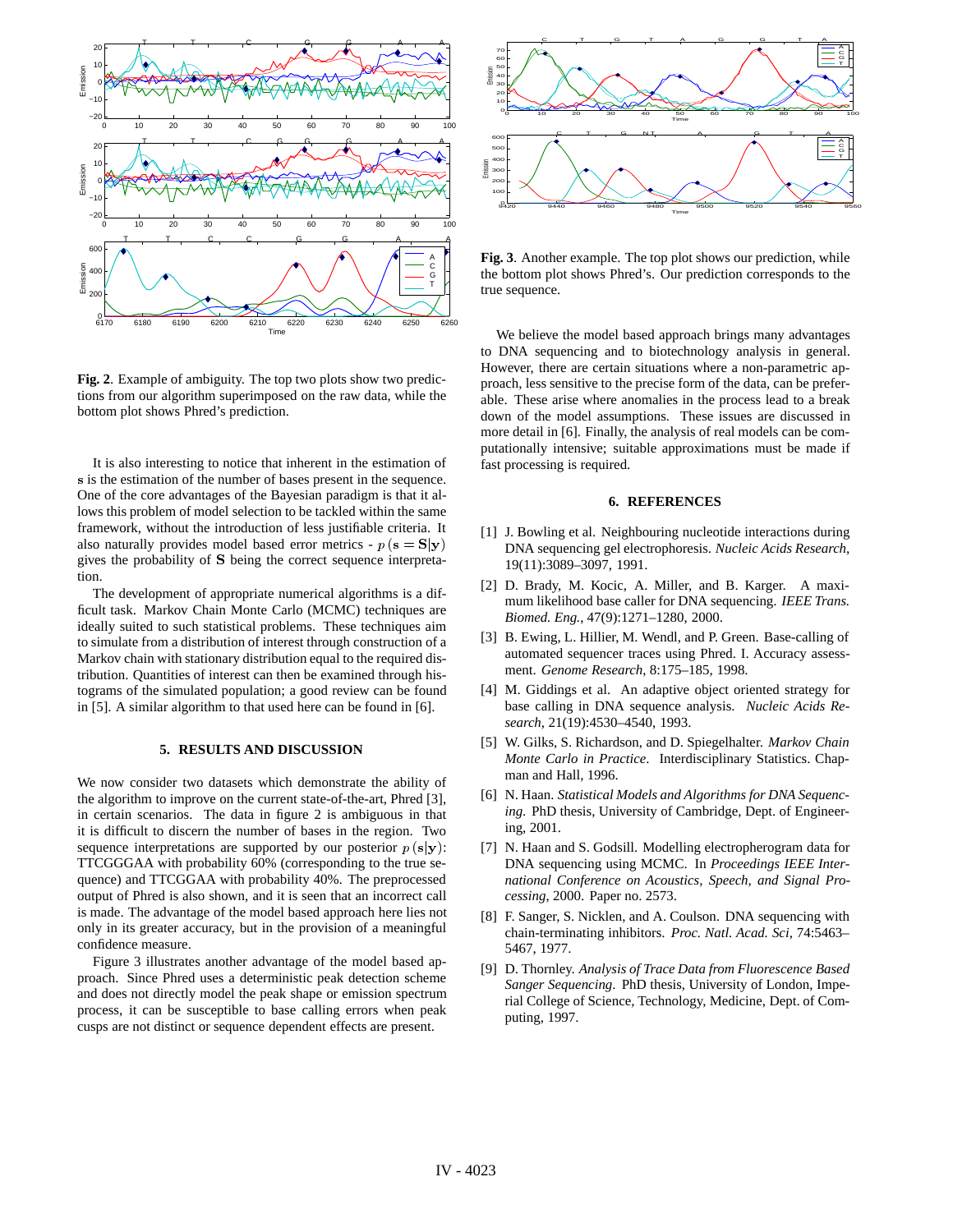T T C G G G A A

20
10
0
−10
−20
0 10 20 30 40 50 60 70 80 90 100
Emission

T T C G G G A A

20
10
0
−10
−20
0 10 20 30 40 50 60 70 80 90 100
Emission

T T C C G G A A

600
400
200
0
6170 6180 6190 6200 6210 6220 6230 6240 6250 6260
Time
Emission
A
C
G
T

**Fig. 2**. Example of ambiguity. The top two plots show two predictions from our algorithm superimposed on the raw data, while the bottom plot shows Phred's prediction.

It is also interesting to notice that inherent in the estimation of $\mathbf{s}$ is the estimation of the number of bases present in the sequence. One of the core advantages of the Bayesian paradigm is that it allows this problem of model selection to be tackled within the same framework, without the introduction of less justifiable criteria. It also naturally provides model based error metrics - $p(\mathbf{s} = \mathbf{S}|\mathbf{y})$ gives the probability of $\mathbf{S}$ being the correct sequence interpretation.

The development of appropriate numerical algorithms is a difficult task. Markov Chain Monte Carlo (MCMC) techniques are ideally suited to such statistical problems. These techniques aim to simulate from a distribution of interest through construction of a Markov chain with stationary distribution equal to the required distribution. Quantities of interest can then be examined through histograms of the simulated population; a good review can be found in [5]. A similar algorithm to that used here can be found in [6].

## 5. RESULTS AND DISCUSSION

We now consider two datasets which demonstrate the ability of the algorithm to improve on the current state-of-the-art, Phred [3], in certain scenarios. The data in figure 2 is ambiguous in that it is difficult to discern the number of bases in the region. Two sequence interpretations are supported by our posterior $p(\mathbf{s}|\mathbf{y})$: TTCGGGAA with probability 60% (corresponding to the true sequence) and TTCGGAA with probability 40%. The preprocessed output of Phred is also shown, and it is seen that an incorrect call is made. The advantage of the model based approach here lies not only in its greater accuracy, but in the provision of a meaningful confidence measure.

Figure 3 illustrates another advantage of the model based approach. Since Phred uses a deterministic peak detection scheme and does not directly model the peak shape or emission spectrum process, it can be susceptible to base calling errors when peak cusps are not distinct or sequence dependent effects are present.

C T G T A G G T A

70
60
50
40
30
20
10
0
0 10 20 30 40 50 60 70 80 90 100
Time
Emission
A
C
G
T

C T G NT A G T A

600
500
400
300
200
100
0
9420 9440 9460 9480 9500 9520 9540 9560
Time
Emission
A
C
G
T

**Fig. 3**. Another example. The top plot shows our prediction, while the bottom plot shows Phred's. Our prediction corresponds to the true sequence.

We believe the model based approach brings many advantages to DNA sequencing and to biotechnology analysis in general. However, there are certain situations where a non-parametric approach, less sensitive to the precise form of the data, can be preferable. These arise where anomalies in the process lead to a break down of the model assumptions. These issues are discussed in more detail in [6]. Finally, the analysis of real models can be computationally intensive; suitable approximations must be made if fast processing is required.

## 6. REFERENCES

[1] J. Bowling et al. Neighbouring nucleotide interactions during DNA sequencing gel electrophoresis. *Nucleic Acids Research*, 19(11):3089–3097, 1991.

[2] D. Brady, M. Kocic, A. Miller, and B. Karger. A maximum likelihood base caller for DNA sequencing. *IEEE Trans. Biomed. Eng.*, 47(9):1271–1280, 2000.

[3] B. Ewing, L. Hillier, M. Wendl, and P. Green. Base-calling of automated sequencer traces using Phred. I. Accuracy assessment. *Genome Research*, 8:175–185, 1998.

[4] M. Giddings et al. An adaptive object oriented strategy for base calling in DNA sequence analysis. *Nucleic Acids Research*, 21(19):4530–4540, 1993.

[5] W. Gilks, S. Richardson, and D. Spiegelhalter. *Markov Chain Monte Carlo in Practice*. Interdisciplinary Statistics. Chapman and Hall, 1996.

[6] N. Haan. *Statistical Models and Algorithms for DNA Sequencing*. PhD thesis, University of Cambridge, Dept. of Engineering, 2001.

[7] N. Haan and S. Godsill. Modelling electropherogram data for DNA sequencing using MCMC. In *Proceedings IEEE International Conference on Acoustics, Speech, and Signal Processing*, 2000. Paper no. 2573.

[8] F. Sanger, S. Nicklen, and A. Coulson. DNA sequencing with chain-terminating inhibitors. *Proc. Natl. Acad. Sci*, 74:5463–5467, 1977.

[9] D. Thornley. *Analysis of Trace Data from Fluorescence Based Sanger Sequencing*. PhD thesis, University of London, Imperial College of Science, Technology, Medicine, Dept. of Computing, 1997.